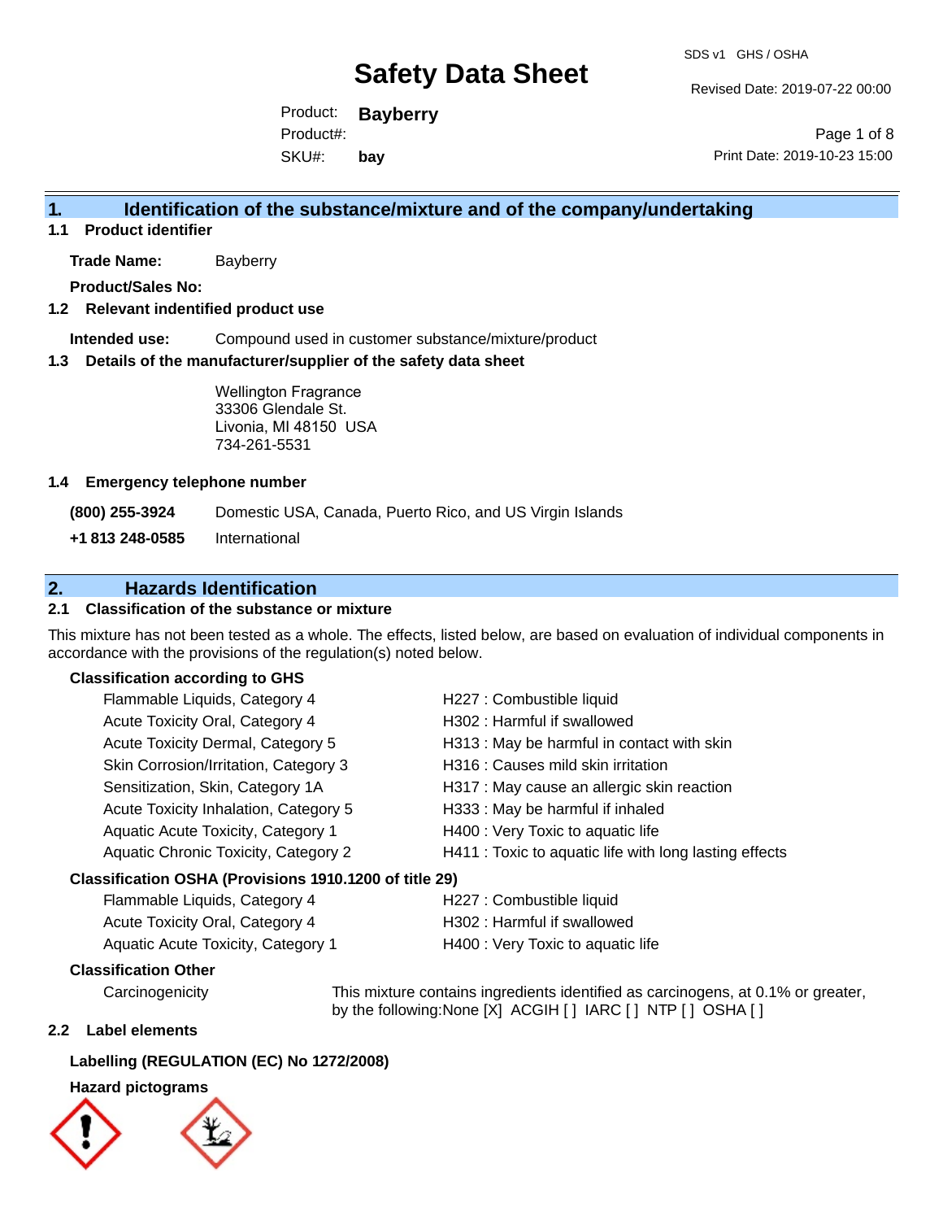# Safety Data Sheet

SDS v1 GHS / OSHA

Revised Date: 2019-07-22 00:00

Product: **Bayberry**

Product#:

SKU#: **bay**

Print Date: 2019-10-23 15:00

## 1. Identification of the substance/mixture and of the company/undertaking

### 1.1 Product identifier

**Trade Name:** Bayberry

**Product/Sales No:**

### 1.2 Relevant indentified product use

**Intended use:** Compound used in customer substance/mixture/product

### 1.3 Details of the manufacturer/supplier of the safety data sheet

Wellington Fragrance
33306 Glendale St.
Livonia, MI 48150 USA
734-261-5531

### 1.4 Emergency telephone number

| | |
|---|---|
| **(800) 255-3924** | Domestic USA, Canada, Puerto Rico, and US Virgin Islands |
| **+1 813 248-0585** | International |

## 2. Hazards Identification

### 2.1 Classification of the substance or mixture

This mixture has not been tested as a whole. The effects, listed below, are based on evaluation of individual components in accordance with the provisions of the regulation(s) noted below.

**Classification according to GHS**

| | |
|---|---|
| Flammable Liquids, Category 4 | H227 : Combustible liquid |
| Acute Toxicity Oral, Category 4 | H302 : Harmful if swallowed |
| Acute Toxicity Dermal, Category 5 | H313 : May be harmful in contact with skin |
| Skin Corrosion/Irritation, Category 3 | H316 : Causes mild skin irritation |
| Sensitization, Skin, Category 1A | H317 : May cause an allergic skin reaction |
| Acute Toxicity Inhalation, Category 5 | H333 : May be harmful if inhaled |
| Aquatic Acute Toxicity, Category 1 | H400 : Very Toxic to aquatic life |
| Aquatic Chronic Toxicity, Category 2 | H411 : Toxic to aquatic life with long lasting effects |

**Classification OSHA (Provisions 1910.1200 of title 29)**

| | |
|---|---|
| Flammable Liquids, Category 4 | H227 : Combustible liquid |
| Acute Toxicity Oral, Category 4 | H302 : Harmful if swallowed |
| Aquatic Acute Toxicity, Category 1 | H400 : Very Toxic to aquatic life |

**Classification Other**

Carcinogenicity — This mixture contains ingredients identified as carcinogens, at 0.1% or greater, by the following:None [X] ACGIH [ ] IARC [ ] NTP [ ] OSHA [ ]

### 2.2 Label elements

**Labelling (REGULATION (EC) No 1272/2008)**

**Hazard pictograms**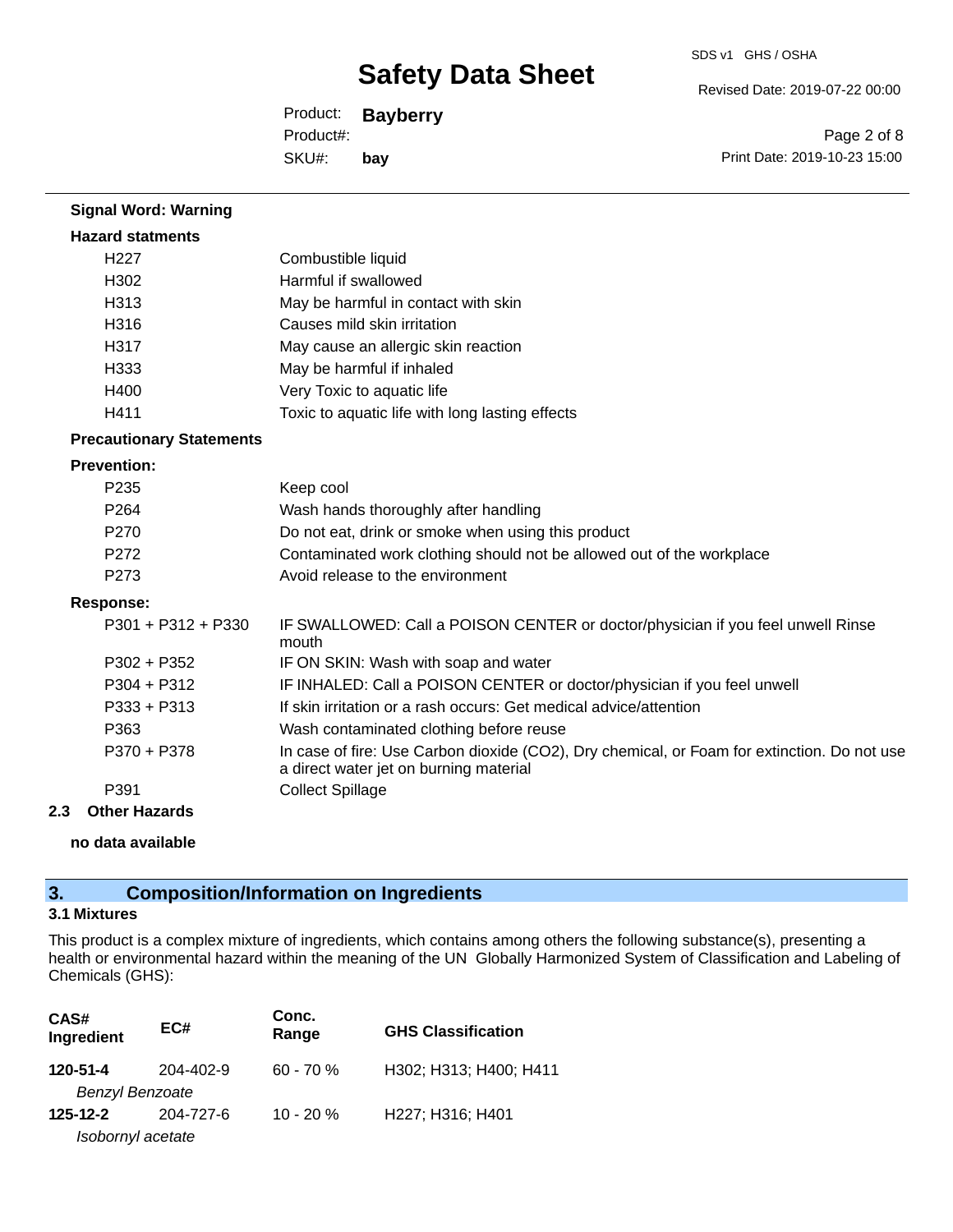**Signal Word: Warning**

**Hazard statments**

| | |
|---|---|
| H227 | Combustible liquid |
| H302 | Harmful if swallowed |
| H313 | May be harmful in contact with skin |
| H316 | Causes mild skin irritation |
| H317 | May cause an allergic skin reaction |
| H333 | May be harmful if inhaled |
| H400 | Very Toxic to aquatic life |
| H411 | Toxic to aquatic life with long lasting effects |

**Precautionary Statements**

**Prevention:**

| | |
|---|---|
| P235 | Keep cool |
| P264 | Wash hands thoroughly after handling |
| P270 | Do not eat, drink or smoke when using this product |
| P272 | Contaminated work clothing should not be allowed out of the workplace |
| P273 | Avoid release to the environment |

**Response:**

| | |
|---|---|
| P301 + P312 + P330 | IF SWALLOWED: Call a POISON CENTER or doctor/physician if you feel unwell Rinse mouth |
| P302 + P352 | IF ON SKIN: Wash with soap and water |
| P304 + P312 | IF INHALED: Call a POISON CENTER or doctor/physician if you feel unwell |
| P333 + P313 | If skin irritation or a rash occurs: Get medical advice/attention |
| P363 | Wash contaminated clothing before reuse |
| P370 + P378 | In case of fire: Use Carbon dioxide ($CO_2$), Dry chemical, or Foam for extinction. Do not use a direct water jet on burning material |
| P391 | Collect Spillage |

**2.3 Other Hazards**

**no data available**

## 3. Composition/Information on Ingredients

### 3.1 Mixtures

This product is a complex mixture of ingredients, which contains among others the following substance(s), presenting a health or environmental hazard within the meaning of the UN Globally Harmonized System of Classification and Labeling of Chemicals (GHS):

| CAS# Ingredient | EC# | Conc. Range | GHS Classification |
|---|---|---|---|
| **120-51-4** *Benzyl Benzoate* | 204-402-9 | 60 - 70 % | H302; H313; H400; H411 |
| **125-12-2** *Isobornyl acetate* | 204-727-6 | 10 - 20 % | H227; H316; H401 |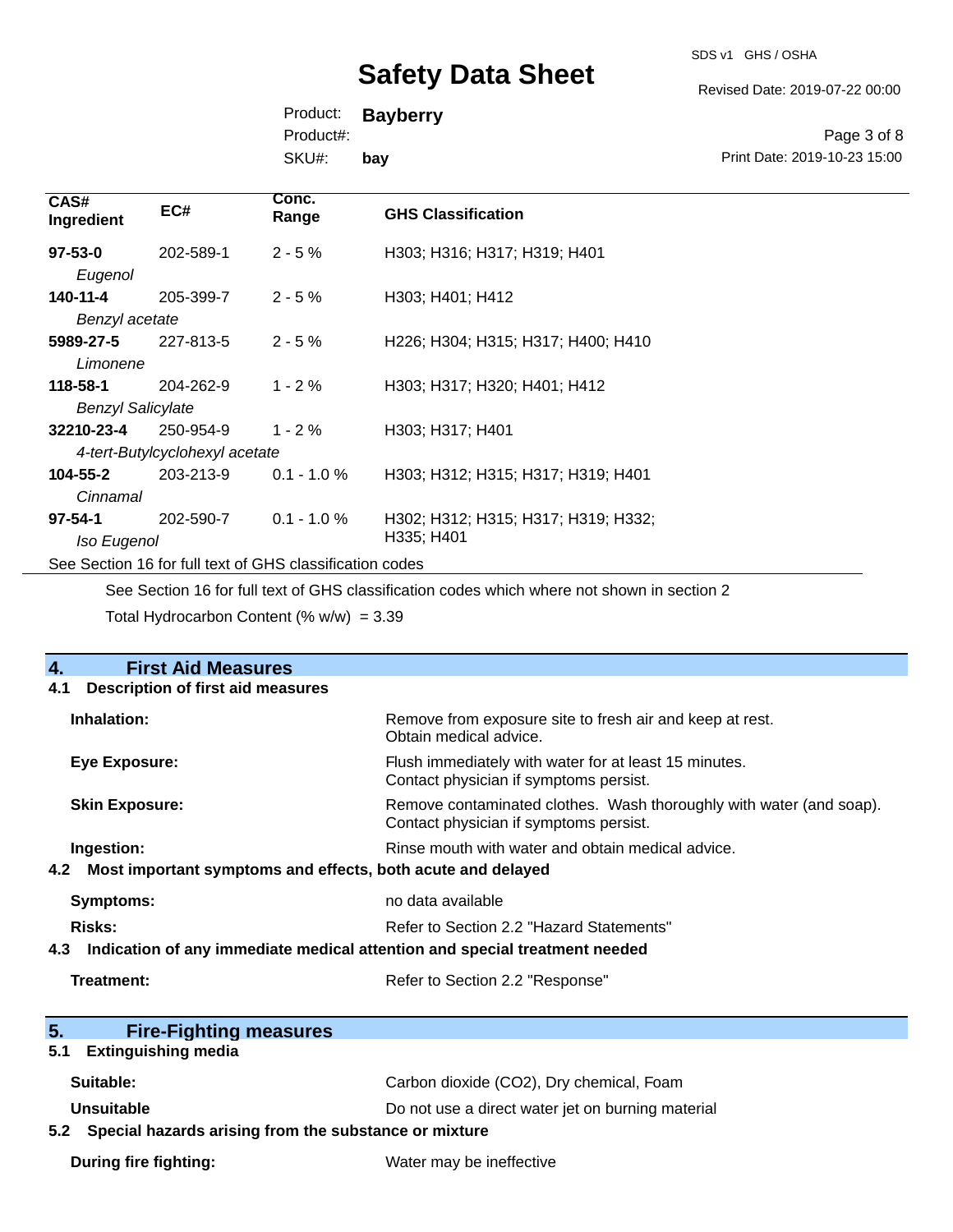| CAS# Ingredient | EC# | Conc. Range | GHS Classification |
|---|---|---|---|
| **97-53-0** *Eugenol* | 202-589-1 | 2 - 5 % | H303; H316; H317; H319; H401 |
| **140-11-4** *Benzyl acetate* | 205-399-7 | 2 - 5 % | H303; H401; H412 |
| **5989-27-5** *Limonene* | 227-813-5 | 2 - 5 % | H226; H304; H315; H317; H400; H410 |
| **118-58-1** *Benzyl Salicylate* | 204-262-9 | 1 - 2 % | H303; H317; H320; H401; H412 |
| **32210-23-4** *4-tert-Butylcyclohexyl acetate* | 250-954-9 | 1 - 2 % | H303; H317; H401 |
| **104-55-2** *Cinnamal* | 203-213-9 | 0.1 - 1.0 % | H303; H312; H315; H317; H319; H401 |
| **97-54-1** *Iso Eugenol* | 202-590-7 | 0.1 - 1.0 % | H302; H312; H315; H317; H319; H332; H335; H401 |

See Section 16 for full text of GHS classification codes

See Section 16 for full text of GHS classification codes which where not shown in section 2

Total Hydrocarbon Content (% w/w) = 3.39

## 4. First Aid Measures

### 4.1 Description of first aid measures

**Inhalation:** Remove from exposure site to fresh air and keep at rest. Obtain medical advice.

**Eye Exposure:** Flush immediately with water for at least 15 minutes. Contact physician if symptoms persist.

**Skin Exposure:** Remove contaminated clothes. Wash thoroughly with water (and soap). Contact physician if symptoms persist.

**Ingestion:** Rinse mouth with water and obtain medical advice.

### 4.2 Most important symptoms and effects, both acute and delayed

**Symptoms:** no data available

**Risks:** Refer to Section 2.2 "Hazard Statements"

### 4.3 Indication of any immediate medical attention and special treatment needed

**Treatment:** Refer to Section 2.2 "Response"

## 5. Fire-Fighting measures

### 5.1 Extinguishing media

**Suitable:** Carbon dioxide ($CO_2$), Dry chemical, Foam

**Unsuitable** Do not use a direct water jet on burning material

### 5.2 Special hazards arising from the substance or mixture

**During fire fighting:** Water may be ineffective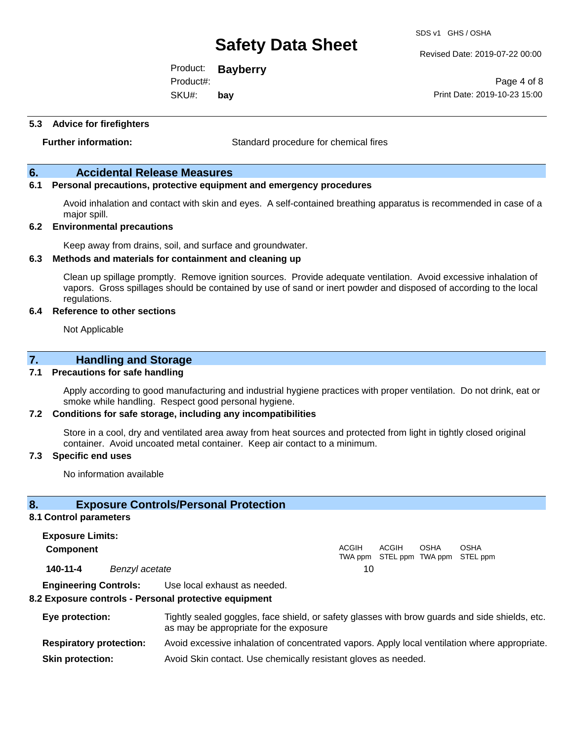### 5.3 Advice for firefighters

**Further information:** Standard procedure for chemical fires

## 6. Accidental Release Measures

### 6.1 Personal precautions, protective equipment and emergency procedures

Avoid inhalation and contact with skin and eyes. A self-contained breathing apparatus is recommended in case of a major spill.

### 6.2 Environmental precautions

Keep away from drains, soil, and surface and groundwater.

### 6.3 Methods and materials for containment and cleaning up

Clean up spillage promptly. Remove ignition sources. Provide adequate ventilation. Avoid excessive inhalation of vapors. Gross spillages should be contained by use of sand or inert powder and disposed of according to the local regulations.

### 6.4 Reference to other sections

Not Applicable

## 7. Handling and Storage

### 7.1 Precautions for safe handling

Apply according to good manufacturing and industrial hygiene practices with proper ventilation. Do not drink, eat or smoke while handling. Respect good personal hygiene.

### 7.2 Conditions for safe storage, including any incompatibilities

Store in a cool, dry and ventilated area away from heat sources and protected from light in tightly closed original container. Avoid uncoated metal container. Keep air contact to a minimum.

### 7.3 Specific end uses

No information available

## 8. Exposure Controls/Personal Protection

### 8.1 Control parameters

**Exposure Limits:**

| Component | | ACGIH TWA ppm | ACGIH STEL ppm | OSHA TWA ppm | OSHA STEL ppm |
|---|---|---|---|---|---|
| **140-11-4** | *Benzyl acetate* | 10 | | | |

**Engineering Controls:** Use local exhaust as needed.

### 8.2 Exposure controls - Personal protective equipment

**Eye protection:** Tightly sealed goggles, face shield, or safety glasses with brow guards and side shields, etc. as may be appropriate for the exposure

**Respiratory protection:** Avoid excessive inhalation of concentrated vapors. Apply local ventilation where appropriate.

**Skin protection:** Avoid Skin contact. Use chemically resistant gloves as needed.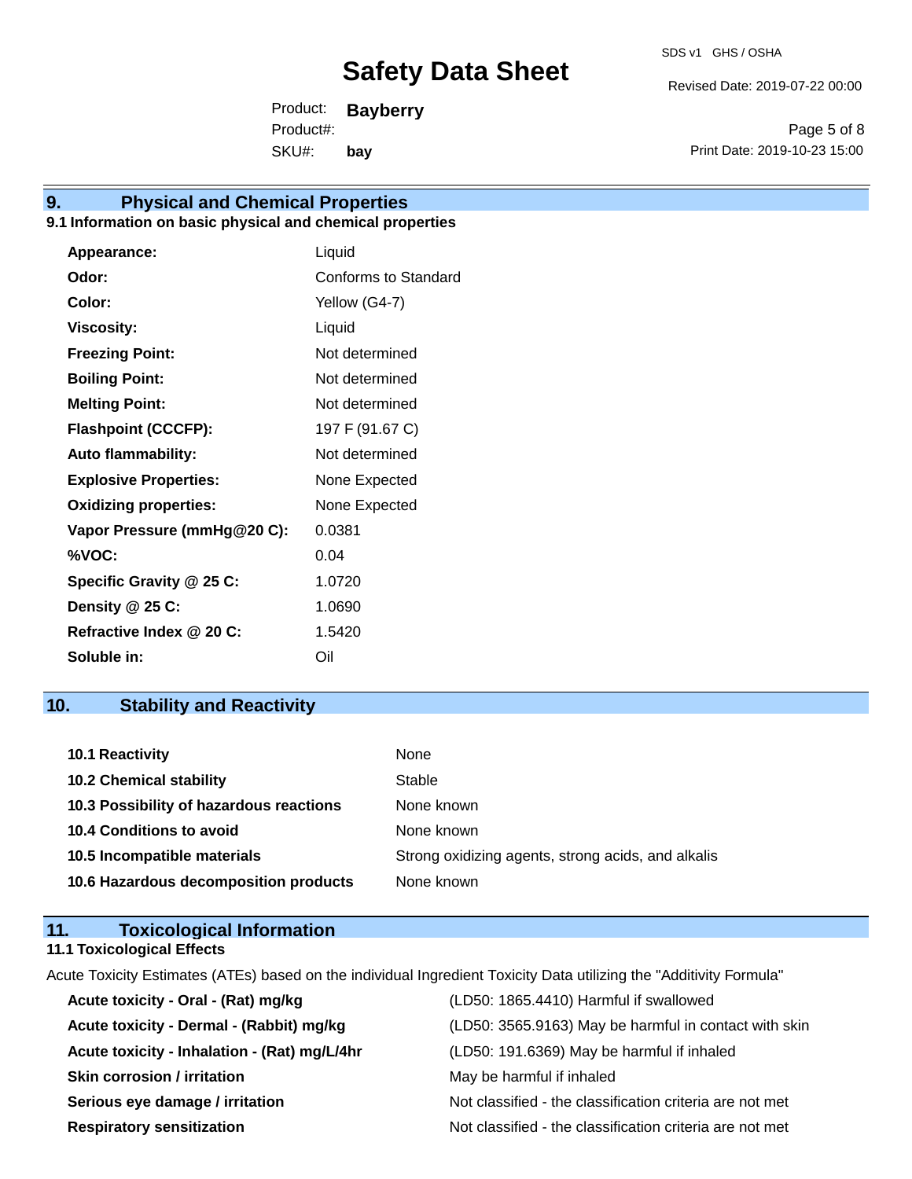## 9. Physical and Chemical Properties

### 9.1 Information on basic physical and chemical properties

| | |
|---|---|
| **Appearance:** | Liquid |
| **Odor:** | Conforms to Standard |
| **Color:** | Yellow (G4-7) |
| **Viscosity:** | Liquid |
| **Freezing Point:** | Not determined |
| **Boiling Point:** | Not determined |
| **Melting Point:** | Not determined |
| **Flashpoint (CCCFP):** | 197 F (91.67 C) |
| **Auto flammability:** | Not determined |
| **Explosive Properties:** | None Expected |
| **Oxidizing properties:** | None Expected |
| **Vapor Pressure (mmHg@20 C):** | 0.0381 |
| **%VOC:** | 0.04 |
| **Specific Gravity @ 25 C:** | 1.0720 |
| **Density @ 25 C:** | 1.0690 |
| **Refractive Index @ 20 C:** | 1.5420 |
| **Soluble in:** | Oil |

## 10. Stability and Reactivity

| | |
|---|---|
| **10.1 Reactivity** | None |
| **10.2 Chemical stability** | Stable |
| **10.3 Possibility of hazardous reactions** | None known |
| **10.4 Conditions to avoid** | None known |
| **10.5 Incompatible materials** | Strong oxidizing agents, strong acids, and alkalis |
| **10.6 Hazardous decomposition products** | None known |

## 11. Toxicological Information

### 11.1 Toxicological Effects

Acute Toxicity Estimates (ATEs) based on the individual Ingredient Toxicity Data utilizing the "Additivity Formula"

| | |
|---|---|
| **Acute toxicity - Oral - (Rat) mg/kg** | (LD50: 1865.4410) Harmful if swallowed |
| **Acute toxicity - Dermal - (Rabbit) mg/kg** | (LD50: 3565.9163) May be harmful in contact with skin |
| **Acute toxicity - Inhalation - (Rat) mg/L/4hr** | (LD50: 191.6369) May be harmful if inhaled |
| **Skin corrosion / irritation** | May be harmful if inhaled |
| **Serious eye damage / irritation** | Not classified - the classification criteria are not met |
| **Respiratory sensitization** | Not classified - the classification criteria are not met |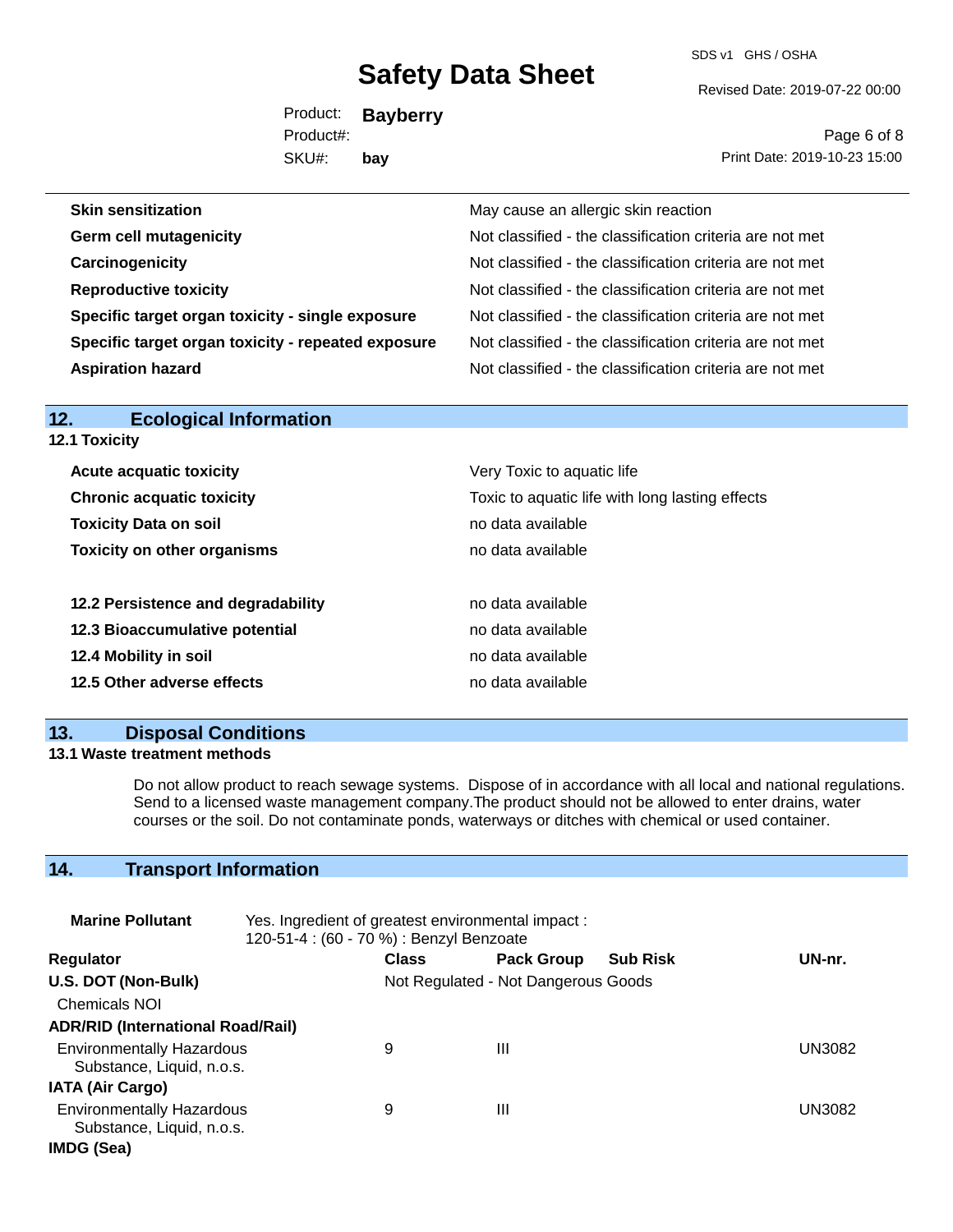| | |
|---|---|
| **Skin sensitization** | May cause an allergic skin reaction |
| **Germ cell mutagenicity** | Not classified - the classification criteria are not met |
| **Carcinogenicity** | Not classified - the classification criteria are not met |
| **Reproductive toxicity** | Not classified - the classification criteria are not met |
| **Specific target organ toxicity - single exposure** | Not classified - the classification criteria are not met |
| **Specific target organ toxicity - repeated exposure** | Not classified - the classification criteria are not met |
| **Aspiration hazard** | Not classified - the classification criteria are not met |

## 12. Ecological Information

**12.1 Toxicity**

| | |
|---|---|
| **Acute acquatic toxicity** | Very Toxic to aquatic life |
| **Chronic acquatic toxicity** | Toxic to aquatic life with long lasting effects |
| **Toxicity Data on soil** | no data available |
| **Toxicity on other organisms** | no data available |

| | |
|---|---|
| **12.2 Persistence and degradability** | no data available |
| **12.3 Bioaccumulative potential** | no data available |
| **12.4 Mobility in soil** | no data available |
| **12.5 Other adverse effects** | no data available |

## 13. Disposal Conditions

**13.1 Waste treatment methods**

Do not allow product to reach sewage systems. Dispose of in accordance with all local and national regulations. Send to a licensed waste management company.The product should not be allowed to enter drains, water courses or the soil. Do not contaminate ponds, waterways or ditches with chemical or used container.

## 14. Transport Information

**Marine Pollutant** Yes. Ingredient of greatest environmental impact : 120-51-4 : (60 - 70 %) : Benzyl Benzoate

| Regulator | Class | Pack Group | Sub Risk | UN-nr. |
|---|---|---|---|---|
| **U.S. DOT (Non-Bulk)** | Not Regulated - Not Dangerous Goods | | | |
| Chemicals NOI | | | | |
| **ADR/RID (International Road/Rail)** | | | | |
| Environmentally Hazardous Substance, Liquid, n.o.s. | 9 | III | | UN3082 |
| **IATA (Air Cargo)** | | | | |
| Environmentally Hazardous Substance, Liquid, n.o.s. | 9 | III | | UN3082 |
| **IMDG (Sea)** | | | | |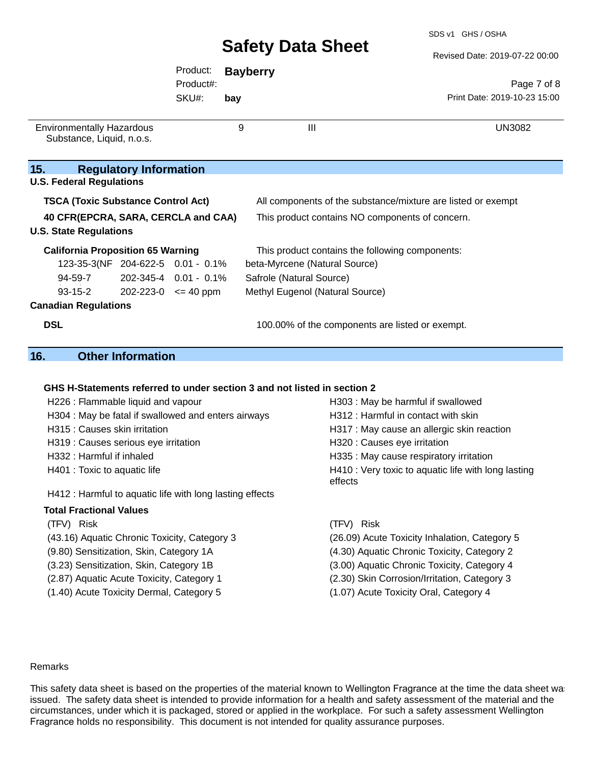| | | | |
|---|---|---|---|
| Environmentally Hazardous Substance, Liquid, n.o.s. | 9 | III | UN3082 |

## 15. Regulatory Information

**U.S. Federal Regulations**

**TSCA (Toxic Substance Control Act)** — All components of the substance/mixture are listed or exempt

**40 CFR(EPCRA, SARA, CERCLA and CAA)** — This product contains NO components of concern.

**U.S. State Regulations**

**California Proposition 65 Warning** — This product contains the following components:

| | | | |
|---|---|---|---|
| 123-35-3(NF | 204-622-5 | 0.01 - 0.1% | beta-Myrcene (Natural Source) |
| 94-59-7 | 202-345-4 | 0.01 - 0.1% | Safrole (Natural Source) |
| 93-15-2 | 202-223-0 | <= 40 ppm | Methyl Eugenol (Natural Source) |

**Canadian Regulations**

**DSL** — 100.00% of the components are listed or exempt.

## 16. Other Information

**GHS H-Statements referred to under section 3 and not listed in section 2**

H226 : Flammable liquid and vapour
H303 : May be harmful if swallowed
H304 : May be fatal if swallowed and enters airways
H312 : Harmful in contact with skin
H315 : Causes skin irritation
H317 : May cause an allergic skin reaction
H319 : Causes serious eye irritation
H320 : Causes eye irritation
H332 : Harmful if inhaled
H335 : May cause respiratory irritation
H401 : Toxic to aquatic life
H410 : Very toxic to aquatic life with long lasting effects
H412 : Harmful to aquatic life with long lasting effects

**Total Fractional Values**

| (TFV) | Risk | (TFV) | Risk |
|---|---|---|---|
| (43.16) | Aquatic Chronic Toxicity, Category 3 | (26.09) | Acute Toxicity Inhalation, Category 5 |
| (9.80) | Sensitization, Skin, Category 1A | (4.30) | Aquatic Chronic Toxicity, Category 2 |
| (3.23) | Sensitization, Skin, Category 1B | (3.00) | Aquatic Chronic Toxicity, Category 4 |
| (2.87) | Aquatic Acute Toxicity, Category 1 | (2.30) | Skin Corrosion/Irritation, Category 3 |
| (1.40) | Acute Toxicity Dermal, Category 5 | (1.07) | Acute Toxicity Oral, Category 4 |

Remarks

This safety data sheet is based on the properties of the material known to Wellington Fragrance at the time the data sheet was issued. The safety data sheet is intended to provide information for a health and safety assessment of the material and the circumstances, under which it is packaged, stored or applied in the workplace. For such a safety assessment Wellington Fragrance holds no responsibility. This document is not intended for quality assurance purposes.